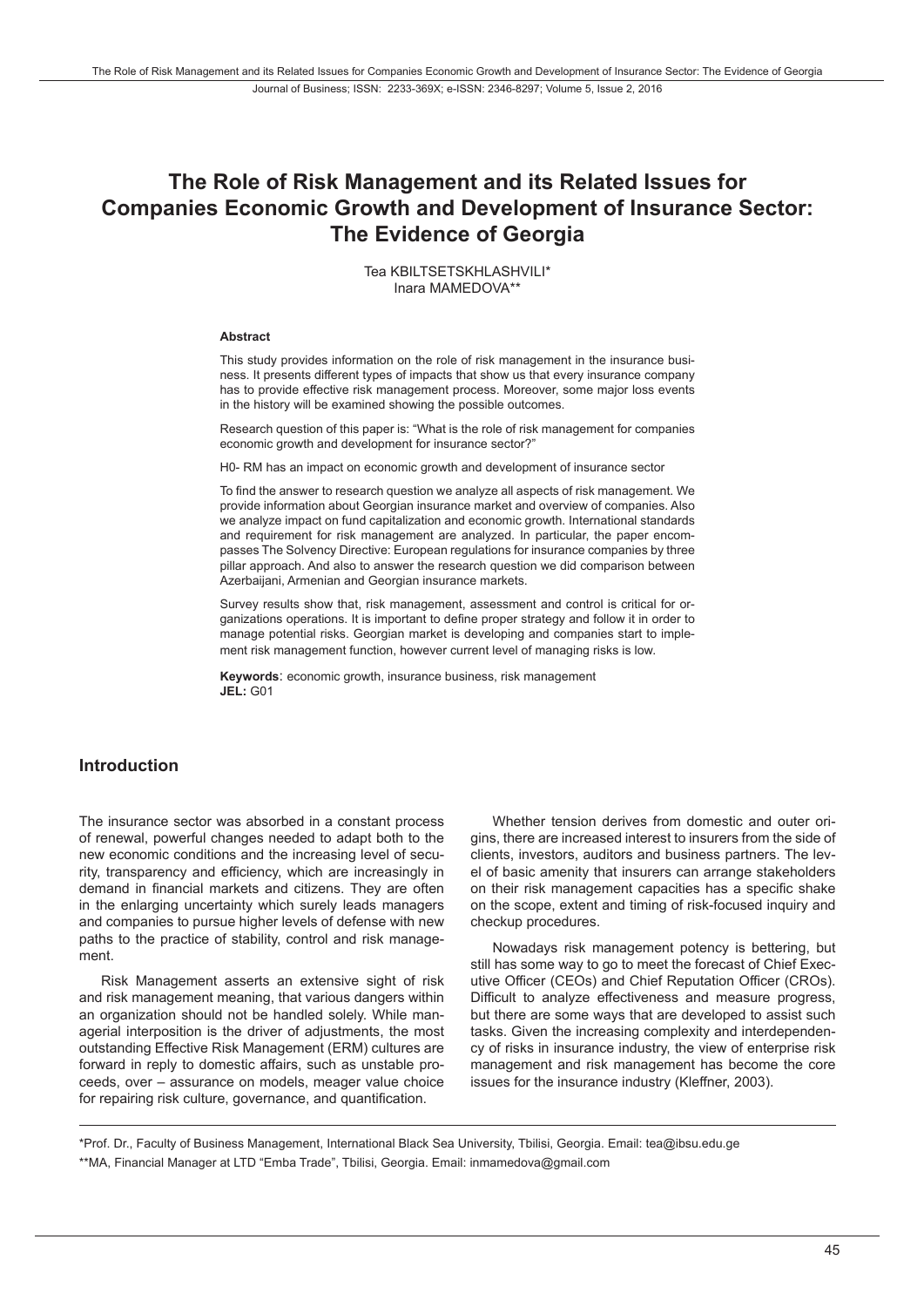# The Role of Risk Management and its Related Issues for Companies Economic Growth and Development of Insurance Sector: The Evidence of Georgia

Tea KBILTSETSKHLASHVILI*
Inara MAMEDOVA**

**Abstract**

This study provides information on the role of risk management in the insurance business. It presents different types of impacts that show us that every insurance company has to provide effective risk management process. Moreover, some major loss events in the history will be examined showing the possible outcomes.

Research question of this paper is: "What is the role of risk management for companies economic growth and development for insurance sector?"

H0- RM has an impact on economic growth and development of insurance sector

To find the answer to research question we analyze all aspects of risk management. We provide information about Georgian insurance market and overview of companies. Also we analyze impact on fund capitalization and economic growth. International standards and requirement for risk management are analyzed. In particular, the paper encompasses The Solvency Directive: European regulations for insurance companies by three pillar approach. And also to answer the research question we did comparison between Azerbaijani, Armenian and Georgian insurance markets.

Survey results show that, risk management, assessment and control is critical for organizations operations. It is important to define proper strategy and follow it in order to manage potential risks. Georgian market is developing and companies start to implement risk management function, however current level of managing risks is low.

**Keywords**: economic growth, insurance business, risk management
**JEL:** G01

## Introduction

The insurance sector was absorbed in a constant process of renewal, powerful changes needed to adapt both to the new economic conditions and the increasing level of security, transparency and efficiency, which are increasingly in demand in financial markets and citizens. They are often in the enlarging uncertainty which surely leads managers and companies to pursue higher levels of defense with new paths to the practice of stability, control and risk management.

Risk Management asserts an extensive sight of risk and risk management meaning, that various dangers within an organization should not be handled solely. While managerial interposition is the driver of adjustments, the most outstanding Effective Risk Management (ERM) cultures are forward in reply to domestic affairs, such as unstable proceeds, over – assurance on models, meager value choice for repairing risk culture, governance, and quantification.

Whether tension derives from domestic and outer origins, there are increased interest to insurers from the side of clients, investors, auditors and business partners. The level of basic amenity that insurers can arrange stakeholders on their risk management capacities has a specific shake on the scope, extent and timing of risk-focused inquiry and checkup procedures.

Nowadays risk management potency is bettering, but still has some way to go to meet the forecast of Chief Executive Officer (CEOs) and Chief Reputation Officer (CROs). Difficult to analyze effectiveness and measure progress, but there are some ways that are developed to assist such tasks. Given the increasing complexity and interdependency of risks in insurance industry, the view of enterprise risk management and risk management has become the core issues for the insurance industry (Kleffner, 2003).

---

*Prof. Dr., Faculty of Business Management, International Black Sea University, Tbilisi, Georgia. Email: tea@ibsu.edu.ge

**MA, Financial Manager at LTD "Emba Trade", Tbilisi, Georgia. Email: inmamedova@gmail.com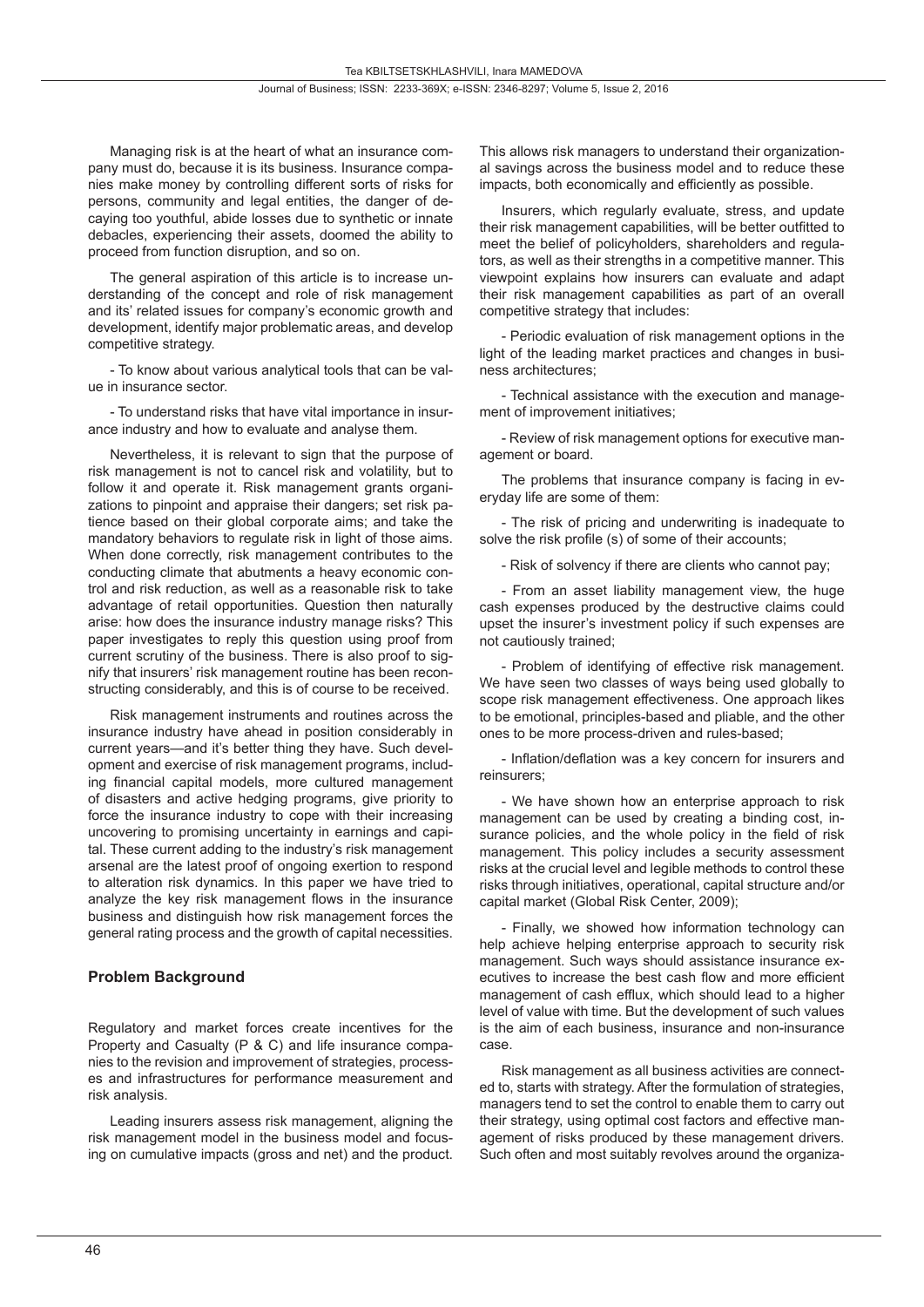Managing risk is at the heart of what an insurance company must do, because it is its business. Insurance companies make money by controlling different sorts of risks for persons, community and legal entities, the danger of decaying too youthful, abide losses due to synthetic or innate debacles, experiencing their assets, doomed the ability to proceed from function disruption, and so on.

The general aspiration of this article is to increase understanding of the concept and role of risk management and its' related issues for company's economic growth and development, identify major problematic areas, and develop competitive strategy.

- To know about various analytical tools that can be value in insurance sector.

- To understand risks that have vital importance in insurance industry and how to evaluate and analyse them.

Nevertheless, it is relevant to sign that the purpose of risk management is not to cancel risk and volatility, but to follow it and operate it. Risk management grants organizations to pinpoint and appraise their dangers; set risk patience based on their global corporate aims; and take the mandatory behaviors to regulate risk in light of those aims. When done correctly, risk management contributes to the conducting climate that abutments a heavy economic control and risk reduction, as well as a reasonable risk to take advantage of retail opportunities. Question then naturally arise: how does the insurance industry manage risks? This paper investigates to reply this question using proof from current scrutiny of the business. There is also proof to signify that insurers' risk management routine has been reconstructing considerably, and this is of course to be received.

Risk management instruments and routines across the insurance industry have ahead in position considerably in current years—and it's better thing they have. Such development and exercise of risk management programs, including financial capital models, more cultured management of disasters and active hedging programs, give priority to force the insurance industry to cope with their increasing uncovering to promising uncertainty in earnings and capital. These current adding to the industry's risk management arsenal are the latest proof of ongoing exertion to respond to alteration risk dynamics. In this paper we have tried to analyze the key risk management flows in the insurance business and distinguish how risk management forces the general rating process and the growth of capital necessities.

## Problem Background

Regulatory and market forces create incentives for the Property and Casualty (P & C) and life insurance companies to the revision and improvement of strategies, processes and infrastructures for performance measurement and risk analysis.

Leading insurers assess risk management, aligning the risk management model in the business model and focusing on cumulative impacts (gross and net) and the product. This allows risk managers to understand their organizational savings across the business model and to reduce these impacts, both economically and efficiently as possible.

Insurers, which regularly evaluate, stress, and update their risk management capabilities, will be better outfitted to meet the belief of policyholders, shareholders and regulators, as well as their strengths in a competitive manner. This viewpoint explains how insurers can evaluate and adapt their risk management capabilities as part of an overall competitive strategy that includes:

- Periodic evaluation of risk management options in the light of the leading market practices and changes in business architectures;

- Technical assistance with the execution and management of improvement initiatives;

- Review of risk management options for executive management or board.

The problems that insurance company is facing in everyday life are some of them:

- The risk of pricing and underwriting is inadequate to solve the risk profile (s) of some of their accounts;

- Risk of solvency if there are clients who cannot pay;

- From an asset liability management view, the huge cash expenses produced by the destructive claims could upset the insurer's investment policy if such expenses are not cautiously trained;

- Problem of identifying of effective risk management. We have seen two classes of ways being used globally to scope risk management effectiveness. One approach likes to be emotional, principles-based and pliable, and the other ones to be more process-driven and rules-based;

- Inflation/deflation was a key concern for insurers and reinsurers;

- We have shown how an enterprise approach to risk management can be used by creating a binding cost, insurance policies, and the whole policy in the field of risk management. This policy includes a security assessment risks at the crucial level and legible methods to control these risks through initiatives, operational, capital structure and/or capital market (Global Risk Center, 2009);

- Finally, we showed how information technology can help achieve helping enterprise approach to security risk management. Such ways should assistance insurance executives to increase the best cash flow and more efficient management of cash efflux, which should lead to a higher level of value with time. But the development of such values is the aim of each business, insurance and non-insurance case.

Risk management as all business activities are connected to, starts with strategy. After the formulation of strategies, managers tend to set the control to enable them to carry out their strategy, using optimal cost factors and effective management of risks produced by these management drivers. Such often and most suitably revolves around the organiza-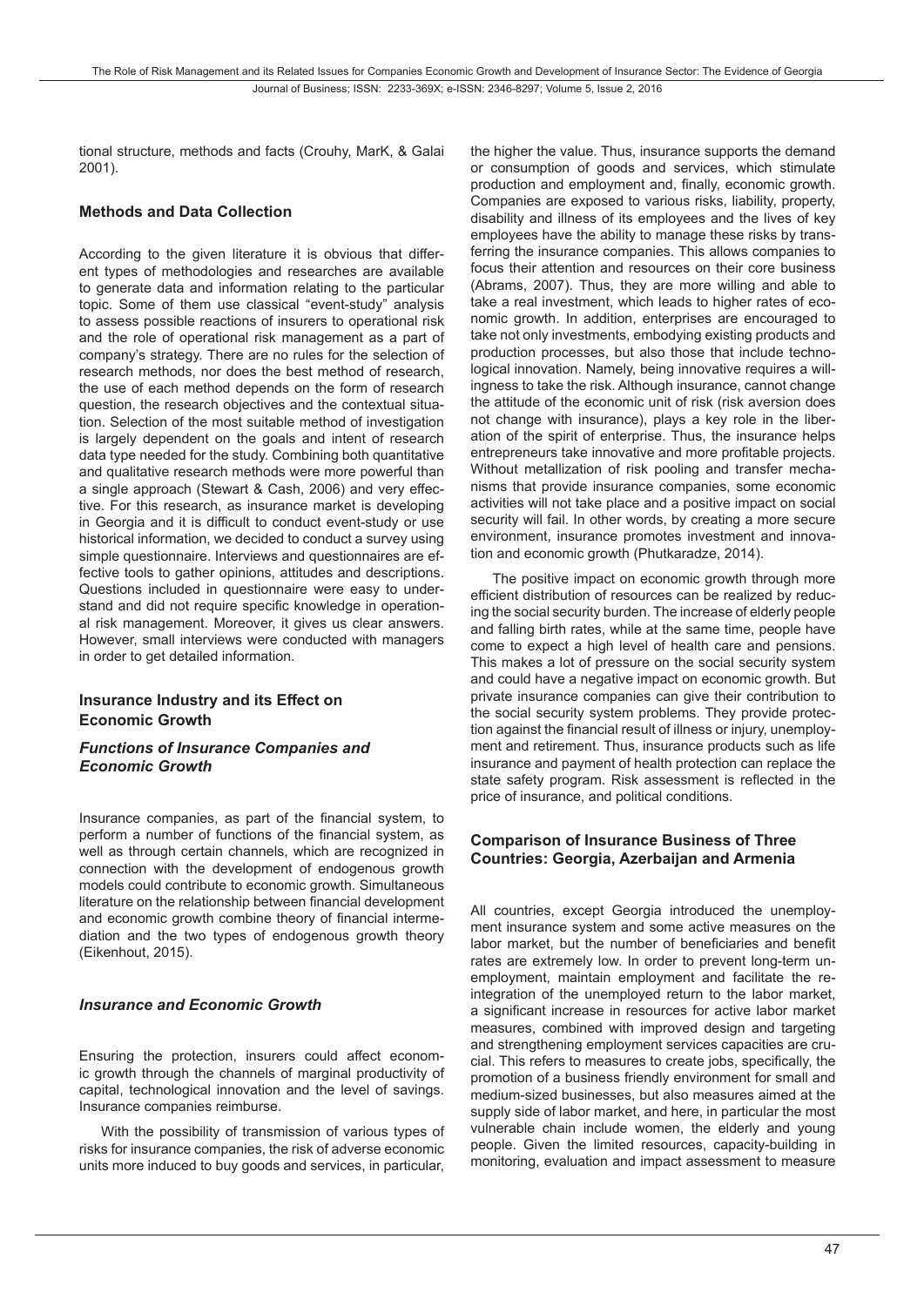tional structure, methods and facts (Crouhy, MarK, & Galai 2001).

## Methods and Data Collection

According to the given literature it is obvious that different types of methodologies and researches are available to generate data and information relating to the particular topic. Some of them use classical "event-study" analysis to assess possible reactions of insurers to operational risk and the role of operational risk management as a part of company's strategy. There are no rules for the selection of research methods, nor does the best method of research, the use of each method depends on the form of research question, the research objectives and the contextual situation. Selection of the most suitable method of investigation is largely dependent on the goals and intent of research data type needed for the study. Combining both quantitative and qualitative research methods were more powerful than a single approach (Stewart & Cash, 2006) and very effective. For this research, as insurance market is developing in Georgia and it is difficult to conduct event-study or use historical information, we decided to conduct a survey using simple questionnaire. Interviews and questionnaires are effective tools to gather opinions, attitudes and descriptions. Questions included in questionnaire were easy to understand and did not require specific knowledge in operational risk management. Moreover, it gives us clear answers. However, small interviews were conducted with managers in order to get detailed information.

## Insurance Industry and its Effect on Economic Growth

### *Functions of Insurance Companies and Economic Growth*

Insurance companies, as part of the financial system, to perform a number of functions of the financial system, as well as through certain channels, which are recognized in connection with the development of endogenous growth models could contribute to economic growth. Simultaneous literature on the relationship between financial development and economic growth combine theory of financial intermediation and the two types of endogenous growth theory (Eikenhout, 2015).

### *Insurance and Economic Growth*

Ensuring the protection, insurers could affect economic growth through the channels of marginal productivity of capital, technological innovation and the level of savings. Insurance companies reimburse.

With the possibility of transmission of various types of risks for insurance companies, the risk of adverse economic units more induced to buy goods and services, in particular, the higher the value. Thus, insurance supports the demand or consumption of goods and services, which stimulate production and employment and, finally, economic growth. Companies are exposed to various risks, liability, property, disability and illness of its employees and the lives of key employees have the ability to manage these risks by transferring the insurance companies. This allows companies to focus their attention and resources on their core business (Abrams, 2007). Thus, they are more willing and able to take a real investment, which leads to higher rates of economic growth. In addition, enterprises are encouraged to take not only investments, embodying existing products and production processes, but also those that include technological innovation. Namely, being innovative requires a willingness to take the risk. Although insurance, cannot change the attitude of the economic unit of risk (risk aversion does not change with insurance), plays a key role in the liberation of the spirit of enterprise. Thus, the insurance helps entrepreneurs take innovative and more profitable projects. Without metallization of risk pooling and transfer mechanisms that provide insurance companies, some economic activities will not take place and a positive impact on social security will fail. In other words, by creating a more secure environment, insurance promotes investment and innovation and economic growth (Phutkaradze, 2014).

The positive impact on economic growth through more efficient distribution of resources can be realized by reducing the social security burden. The increase of elderly people and falling birth rates, while at the same time, people have come to expect a high level of health care and pensions. This makes a lot of pressure on the social security system and could have a negative impact on economic growth. But private insurance companies can give their contribution to the social security system problems. They provide protection against the financial result of illness or injury, unemployment and retirement. Thus, insurance products such as life insurance and payment of health protection can replace the state safety program. Risk assessment is reflected in the price of insurance, and political conditions.

## Comparison of Insurance Business of Three Countries: Georgia, Azerbaijan and Armenia

All countries, except Georgia introduced the unemployment insurance system and some active measures on the labor market, but the number of beneficiaries and benefit rates are extremely low. In order to prevent long-term unemployment, maintain employment and facilitate the reintegration of the unemployed return to the labor market, a significant increase in resources for active labor market measures, combined with improved design and targeting and strengthening employment services capacities are crucial. This refers to measures to create jobs, specifically, the promotion of a business friendly environment for small and medium-sized businesses, but also measures aimed at the supply side of labor market, and here, in particular the most vulnerable chain include women, the elderly and young people. Given the limited resources, capacity-building in monitoring, evaluation and impact assessment to measure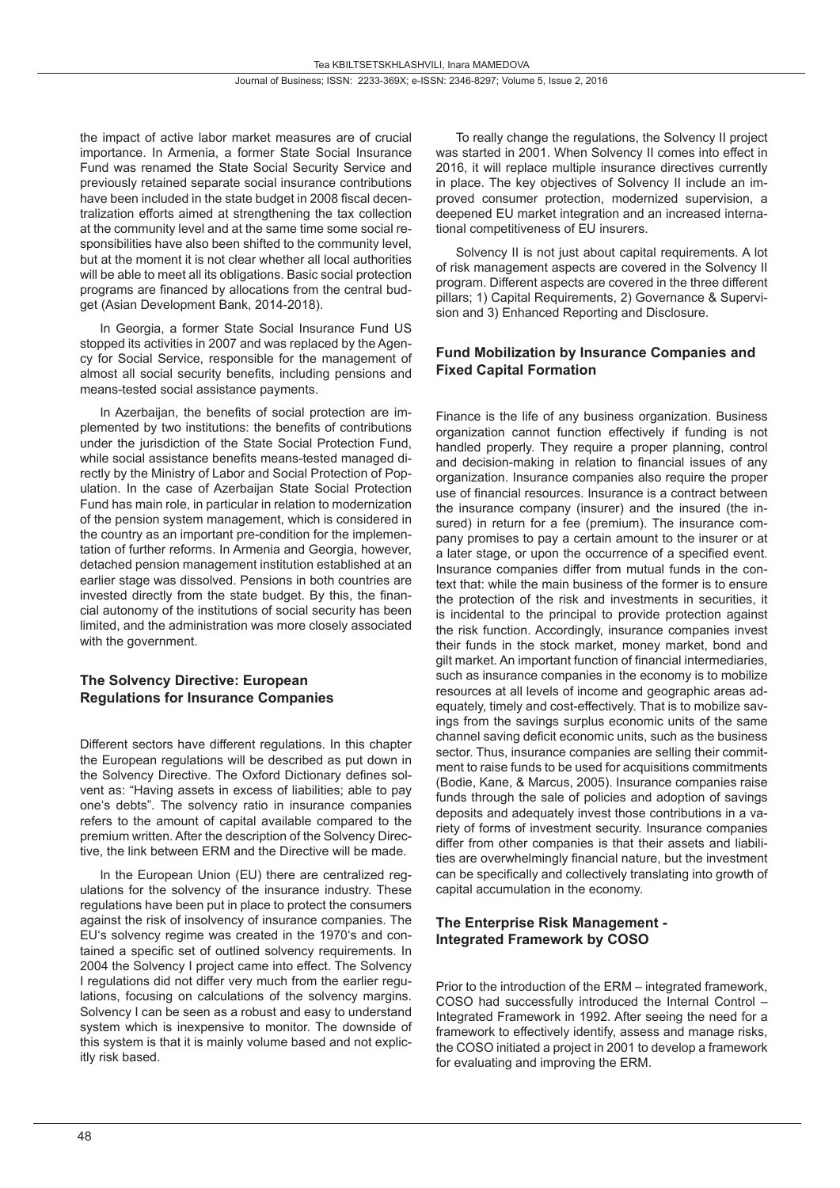the impact of active labor market measures are of crucial importance. In Armenia, a former State Social Insurance Fund was renamed the State Social Security Service and previously retained separate social insurance contributions have been included in the state budget in 2008 fiscal decentralization efforts aimed at strengthening the tax collection at the community level and at the same time some social responsibilities have also been shifted to the community level, but at the moment it is not clear whether all local authorities will be able to meet all its obligations. Basic social protection programs are financed by allocations from the central budget (Asian Development Bank, 2014-2018).

In Georgia, a former State Social Insurance Fund US stopped its activities in 2007 and was replaced by the Agency for Social Service, responsible for the management of almost all social security benefits, including pensions and means-tested social assistance payments.

In Azerbaijan, the benefits of social protection are implemented by two institutions: the benefits of contributions under the jurisdiction of the State Social Protection Fund, while social assistance benefits means-tested managed directly by the Ministry of Labor and Social Protection of Population. In the case of Azerbaijan State Social Protection Fund has main role, in particular in relation to modernization of the pension system management, which is considered in the country as an important pre-condition for the implementation of further reforms. In Armenia and Georgia, however, detached pension management institution established at an earlier stage was dissolved. Pensions in both countries are invested directly from the state budget. By this, the financial autonomy of the institutions of social security has been limited, and the administration was more closely associated with the government.

## The Solvency Directive: European Regulations for Insurance Companies

Different sectors have different regulations. In this chapter the European regulations will be described as put down in the Solvency Directive. The Oxford Dictionary defines solvent as: "Having assets in excess of liabilities; able to pay one's debts". The solvency ratio in insurance companies refers to the amount of capital available compared to the premium written. After the description of the Solvency Directive, the link between ERM and the Directive will be made.

In the European Union (EU) there are centralized regulations for the solvency of the insurance industry. These regulations have been put in place to protect the consumers against the risk of insolvency of insurance companies. The EU's solvency regime was created in the 1970's and contained a specific set of outlined solvency requirements. In 2004 the Solvency I project came into effect. The Solvency I regulations did not differ very much from the earlier regulations, focusing on calculations of the solvency margins. Solvency I can be seen as a robust and easy to understand system which is inexpensive to monitor. The downside of this system is that it is mainly volume based and not explicitly risk based.

To really change the regulations, the Solvency II project was started in 2001. When Solvency II comes into effect in 2016, it will replace multiple insurance directives currently in place. The key objectives of Solvency II include an improved consumer protection, modernized supervision, a deepened EU market integration and an increased international competitiveness of EU insurers.

Solvency II is not just about capital requirements. A lot of risk management aspects are covered in the Solvency II program. Different aspects are covered in the three different pillars; 1) Capital Requirements, 2) Governance & Supervision and 3) Enhanced Reporting and Disclosure.

## Fund Mobilization by Insurance Companies and Fixed Capital Formation

Finance is the life of any business organization. Business organization cannot function effectively if funding is not handled properly. They require a proper planning, control and decision-making in relation to financial issues of any organization. Insurance companies also require the proper use of financial resources. Insurance is a contract between the insurance company (insurer) and the insured (the insured) in return for a fee (premium). The insurance company promises to pay a certain amount to the insurer or at a later stage, or upon the occurrence of a specified event. Insurance companies differ from mutual funds in the context that: while the main business of the former is to ensure the protection of the risk and investments in securities, it is incidental to the principal to provide protection against the risk function. Accordingly, insurance companies invest their funds in the stock market, money market, bond and gilt market. An important function of financial intermediaries, such as insurance companies in the economy is to mobilize resources at all levels of income and geographic areas adequately, timely and cost-effectively. That is to mobilize savings from the savings surplus economic units of the same channel saving deficit economic units, such as the business sector. Thus, insurance companies are selling their commitment to raise funds to be used for acquisitions commitments (Bodie, Kane, & Marcus, 2005). Insurance companies raise funds through the sale of policies and adoption of savings deposits and adequately invest those contributions in a variety of forms of investment security. Insurance companies differ from other companies is that their assets and liabilities are overwhelmingly financial nature, but the investment can be specifically and collectively translating into growth of capital accumulation in the economy.

## The Enterprise Risk Management - Integrated Framework by COSO

Prior to the introduction of the ERM – integrated framework, COSO had successfully introduced the Internal Control – Integrated Framework in 1992. After seeing the need for a framework to effectively identify, assess and manage risks, the COSO initiated a project in 2001 to develop a framework for evaluating and improving the ERM.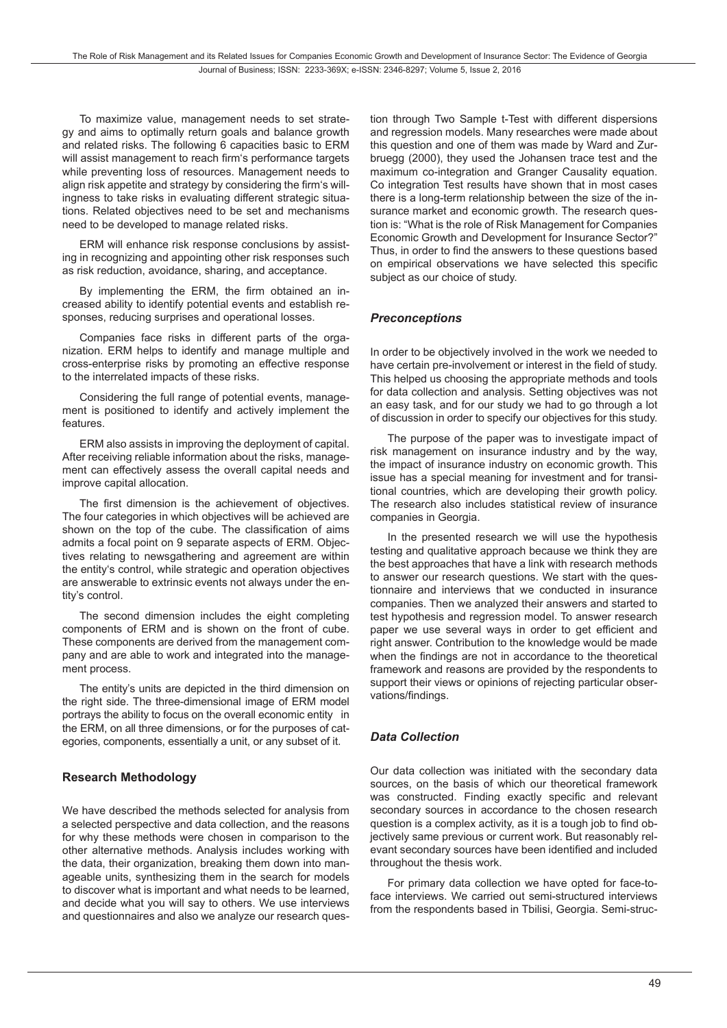To maximize value, management needs to set strategy and aims to optimally return goals and balance growth and related risks. The following 6 capacities basic to ERM will assist management to reach firm's performance targets while preventing loss of resources. Management needs to align risk appetite and strategy by considering the firm's willingness to take risks in evaluating different strategic situations. Related objectives need to be set and mechanisms need to be developed to manage related risks.

ERM will enhance risk response conclusions by assisting in recognizing and appointing other risk responses such as risk reduction, avoidance, sharing, and acceptance.

By implementing the ERM, the firm obtained an increased ability to identify potential events and establish responses, reducing surprises and operational losses.

Companies face risks in different parts of the organization. ERM helps to identify and manage multiple and cross-enterprise risks by promoting an effective response to the interrelated impacts of these risks.

Considering the full range of potential events, management is positioned to identify and actively implement the features.

ERM also assists in improving the deployment of capital. After receiving reliable information about the risks, management can effectively assess the overall capital needs and improve capital allocation.

The first dimension is the achievement of objectives. The four categories in which objectives will be achieved are shown on the top of the cube. The classification of aims admits a focal point on 9 separate aspects of ERM. Objectives relating to newsgathering and agreement are within the entity's control, while strategic and operation objectives are answerable to extrinsic events not always under the entity's control.

The second dimension includes the eight completing components of ERM and is shown on the front of cube. These components are derived from the management company and are able to work and integrated into the management process.

The entity's units are depicted in the third dimension on the right side. The three-dimensional image of ERM model portrays the ability to focus on the overall economic entity in the ERM, on all three dimensions, or for the purposes of categories, components, essentially a unit, or any subset of it.

## Research Methodology

We have described the methods selected for analysis from a selected perspective and data collection, and the reasons for why these methods were chosen in comparison to the other alternative methods. Analysis includes working with the data, their organization, breaking them down into manageable units, synthesizing them in the search for models to discover what is important and what needs to be learned, and decide what you will say to others. We use interviews and questionnaires and also we analyze our research question through Two Sample t-Test with different dispersions and regression models. Many researches were made about this question and one of them was made by Ward and Zurbruegg (2000), they used the Johansen trace test and the maximum co-integration and Granger Causality equation. Co integration Test results have shown that in most cases there is a long-term relationship between the size of the insurance market and economic growth. The research question is: "What is the role of Risk Management for Companies Economic Growth and Development for Insurance Sector?" Thus, in order to find the answers to these questions based on empirical observations we have selected this specific subject as our choice of study.

### *Preconceptions*

In order to be objectively involved in the work we needed to have certain pre-involvement or interest in the field of study. This helped us choosing the appropriate methods and tools for data collection and analysis. Setting objectives was not an easy task, and for our study we had to go through a lot of discussion in order to specify our objectives for this study.

The purpose of the paper was to investigate impact of risk management on insurance industry and by the way, the impact of insurance industry on economic growth. This issue has a special meaning for investment and for transitional countries, which are developing their growth policy. The research also includes statistical review of insurance companies in Georgia.

In the presented research we will use the hypothesis testing and qualitative approach because we think they are the best approaches that have a link with research methods to answer our research questions. We start with the questionnaire and interviews that we conducted in insurance companies. Then we analyzed their answers and started to test hypothesis and regression model. To answer research paper we use several ways in order to get efficient and right answer. Contribution to the knowledge would be made when the findings are not in accordance to the theoretical framework and reasons are provided by the respondents to support their views or opinions of rejecting particular observations/findings.

### *Data Collection*

Our data collection was initiated with the secondary data sources, on the basis of which our theoretical framework was constructed. Finding exactly specific and relevant secondary sources in accordance to the chosen research question is a complex activity, as it is a tough job to find objectively same previous or current work. But reasonably relevant secondary sources have been identified and included throughout the thesis work.

For primary data collection we have opted for face-to-face interviews. We carried out semi-structured interviews from the respondents based in Tbilisi, Georgia. Semi-struc-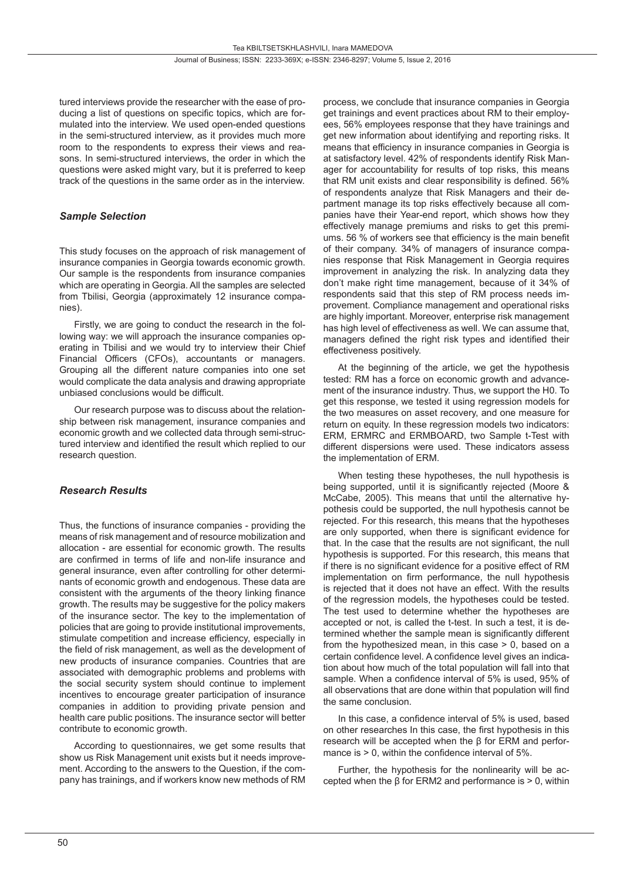tured interviews provide the researcher with the ease of producing a list of questions on specific topics, which are formulated into the interview. We used open-ended questions in the semi-structured interview, as it provides much more room to the respondents to express their views and reasons. In semi-structured interviews, the order in which the questions were asked might vary, but it is preferred to keep track of the questions in the same order as in the interview.

### *Sample Selection*

This study focuses on the approach of risk management of insurance companies in Georgia towards economic growth. Our sample is the respondents from insurance companies which are operating in Georgia. All the samples are selected from Tbilisi, Georgia (approximately 12 insurance companies).

Firstly, we are going to conduct the research in the following way: we will approach the insurance companies operating in Tbilisi and we would try to interview their Chief Financial Officers (CFOs), accountants or managers. Grouping all the different nature companies into one set would complicate the data analysis and drawing appropriate unbiased conclusions would be difficult.

Our research purpose was to discuss about the relationship between risk management, insurance companies and economic growth and we collected data through semi-structured interview and identified the result which replied to our research question.

### *Research Results*

Thus, the functions of insurance companies - providing the means of risk management and of resource mobilization and allocation - are essential for economic growth. The results are confirmed in terms of life and non-life insurance and general insurance, even after controlling for other determinants of economic growth and endogenous. These data are consistent with the arguments of the theory linking finance growth. The results may be suggestive for the policy makers of the insurance sector. The key to the implementation of policies that are going to provide institutional improvements, stimulate competition and increase efficiency, especially in the field of risk management, as well as the development of new products of insurance companies. Countries that are associated with demographic problems and problems with the social security system should continue to implement incentives to encourage greater participation of insurance companies in addition to providing private pension and health care public positions. The insurance sector will better contribute to economic growth.

According to questionnaires, we get some results that show us Risk Management unit exists but it needs improvement. According to the answers to the Question, if the company has trainings, and if workers know new methods of RM process, we conclude that insurance companies in Georgia get trainings and event practices about RM to their employees, 56% employees response that they have trainings and get new information about identifying and reporting risks. It means that efficiency in insurance companies in Georgia is at satisfactory level. 42% of respondents identify Risk Manager for accountability for results of top risks, this means that RM unit exists and clear responsibility is defined. 56% of respondents analyze that Risk Managers and their department manage its top risks effectively because all companies have their Year-end report, which shows how they effectively manage premiums and risks to get this premiums. 56 % of workers see that efficiency is the main benefit of their company. 34% of managers of insurance companies response that Risk Management in Georgia requires improvement in analyzing the risk. In analyzing data they don't make right time management, because of it 34% of respondents said that this step of RM process needs improvement. Compliance management and operational risks are highly important. Moreover, enterprise risk management has high level of effectiveness as well. We can assume that, managers defined the right risk types and identified their effectiveness positively.

At the beginning of the article, we get the hypothesis tested: RM has a force on economic growth and advancement of the insurance industry. Thus, we support the H0. To get this response, we tested it using regression models for the two measures on asset recovery, and one measure for return on equity. In these regression models two indicators: ERM, ERMRC and ERMBOARD, two Sample t-Test with different dispersions were used. These indicators assess the implementation of ERM.

When testing these hypotheses, the null hypothesis is being supported, until it is significantly rejected (Moore & McCabe, 2005). This means that until the alternative hypothesis could be supported, the null hypothesis cannot be rejected. For this research, this means that the hypotheses are only supported, when there is significant evidence for that. In the case that the results are not significant, the null hypothesis is supported. For this research, this means that if there is no significant evidence for a positive effect of RM implementation on firm performance, the null hypothesis is rejected that it does not have an effect. With the results of the regression models, the hypotheses could be tested. The test used to determine whether the hypotheses are accepted or not, is called the t-test. In such a test, it is determined whether the sample mean is significantly different from the hypothesized mean, in this case > 0, based on a certain confidence level. A confidence level gives an indication about how much of the total population will fall into that sample. When a confidence interval of 5% is used, 95% of all observations that are done within that population will find the same conclusion.

In this case, a confidence interval of 5% is used, based on other researches In this case, the first hypothesis in this research will be accepted when the β for ERM and performance is > 0, within the confidence interval of 5%.

Further, the hypothesis for the nonlinearity will be accepted when the β for ERM2 and performance is > 0, within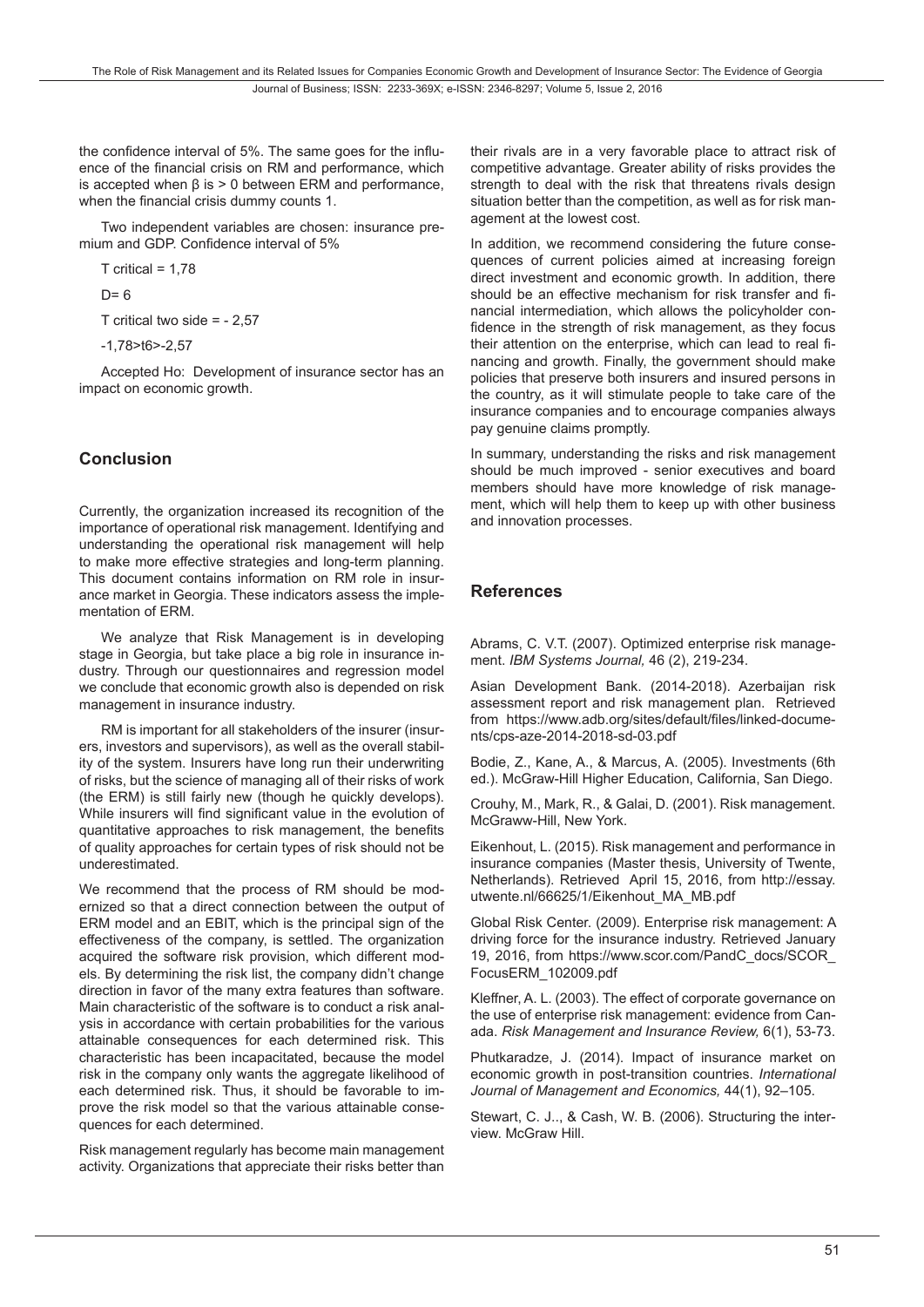the confidence interval of 5%. The same goes for the influence of the financial crisis on RM and performance, which is accepted when β is > 0 between ERM and performance, when the financial crisis dummy counts 1.

Two independent variables are chosen: insurance premium and GDP. Confidence interval of 5%

T critical = 1,78

D= 6

T critical two side = - 2,57

-1,78>t6>-2,57

Accepted Ho: Development of insurance sector has an impact on economic growth.

## Conclusion

Currently, the organization increased its recognition of the importance of operational risk management. Identifying and understanding the operational risk management will help to make more effective strategies and long-term planning. This document contains information on RM role in insurance market in Georgia. These indicators assess the implementation of ERM.

We analyze that Risk Management is in developing stage in Georgia, but take place a big role in insurance industry. Through our questionnaires and regression model we conclude that economic growth also is depended on risk management in insurance industry.

RM is important for all stakeholders of the insurer (insurers, investors and supervisors), as well as the overall stability of the system. Insurers have long run their underwriting of risks, but the science of managing all of their risks of work (the ERM) is still fairly new (though he quickly develops). While insurers will find significant value in the evolution of quantitative approaches to risk management, the benefits of quality approaches for certain types of risk should not be underestimated.

We recommend that the process of RM should be modernized so that a direct connection between the output of ERM model and an EBIT, which is the principal sign of the effectiveness of the company, is settled. The organization acquired the software risk provision, which different models. By determining the risk list, the company didn't change direction in favor of the many extra features than software. Main characteristic of the software is to conduct a risk analysis in accordance with certain probabilities for the various attainable consequences for each determined risk. This characteristic has been incapacitated, because the model risk in the company only wants the aggregate likelihood of each determined risk. Thus, it should be favorable to improve the risk model so that the various attainable consequences for each determined.

Risk management regularly has become main management activity. Organizations that appreciate their risks better than their rivals are in a very favorable place to attract risk of competitive advantage. Greater ability of risks provides the strength to deal with the risk that threatens rivals design situation better than the competition, as well as for risk management at the lowest cost.

In addition, we recommend considering the future consequences of current policies aimed at increasing foreign direct investment and economic growth. In addition, there should be an effective mechanism for risk transfer and financial intermediation, which allows the policyholder confidence in the strength of risk management, as they focus their attention on the enterprise, which can lead to real financing and growth. Finally, the government should make policies that preserve both insurers and insured persons in the country, as it will stimulate people to take care of the insurance companies and to encourage companies always pay genuine claims promptly.

In summary, understanding the risks and risk management should be much improved - senior executives and board members should have more knowledge of risk management, which will help them to keep up with other business and innovation processes.

## References

Abrams, C. V.T. (2007). Optimized enterprise risk management. *IBM Systems Journal,* 46 (2), 219-234.

Asian Development Bank. (2014-2018). Azerbaijan risk assessment report and risk management plan. Retrieved from https://www.adb.org/sites/default/files/linked-documents/cps-aze-2014-2018-sd-03.pdf

Bodie, Z., Kane, A., & Marcus, A. (2005). Investments (6th ed.). McGraw-Hill Higher Education, California, San Diego.

Crouhy, M., Mark, R., & Galai, D. (2001). Risk management. McGraww-Hill, New York.

Eikenhout, L. (2015). Risk management and performance in insurance companies (Master thesis, University of Twente, Netherlands). Retrieved April 15, 2016, from http://essay.utwente.nl/66625/1/Eikenhout_MA_MB.pdf

Global Risk Center. (2009). Enterprise risk management: A driving force for the insurance industry. Retrieved January 19, 2016, from https://www.scor.com/PandC_docs/SCOR_FocusERM_102009.pdf

Kleffner, A. L. (2003). The effect of corporate governance on the use of enterprise risk management: evidence from Canada. *Risk Management and Insurance Review,* 6(1), 53-73.

Phutkaradze, J. (2014). Impact of insurance market on economic growth in post-transition countries. *International Journal of Management and Economics,* 44(1), 92–105.

Stewart, C. J.., & Cash, W. B. (2006). Structuring the interview. McGraw Hill.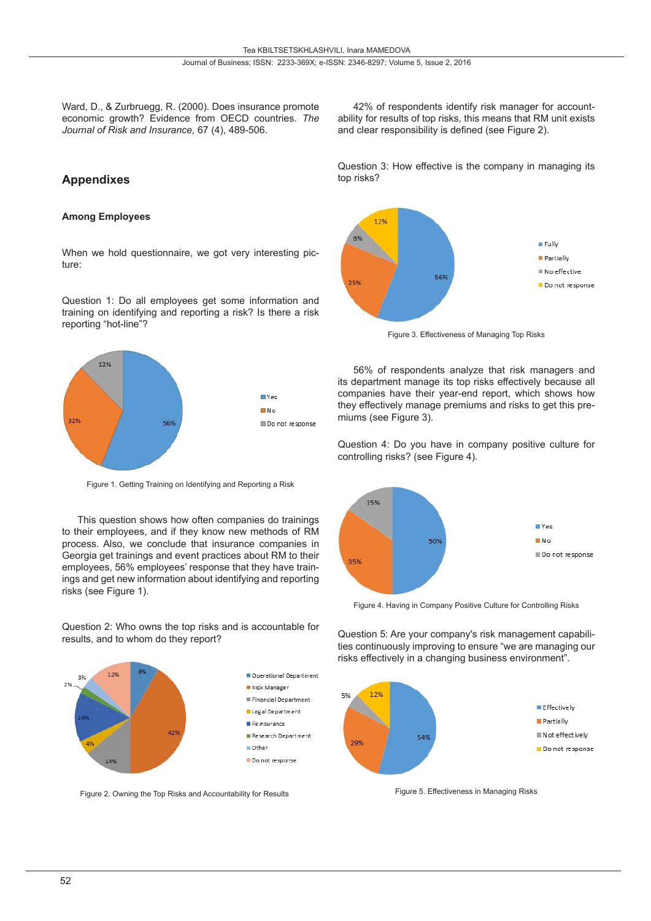Ward, D., & Zurbruegg, R. (2000). Does insurance promote economic growth? Evidence from OECD countries. *The Journal of Risk and Insurance,* 67 (4), 489-506.

## Appendixes

### Among Employees

When we hold questionnaire, we got very interesting picture:

Question 1: Do all employees get some information and training on identifying and reporting a risk? Is there a risk reporting "hot-line"?

Figure 1. Getting Training on Identifying and Reporting a Risk

This question shows how often companies do trainings to their employees, and if they know new methods of RM process. Also, we conclude that insurance companies in Georgia get trainings and event practices about RM to their employees, 56% employees' response that they have trainings and get new information about identifying and reporting risks (see Figure 1).

Question 2: Who owns the top risks and is accountable for results, and to whom do they report?

Figure 2. Owning the Top Risks and Accountability for Results

42% of respondents identify risk manager for accountability for results of top risks, this means that RM unit exists and clear responsibility is defined (see Figure 2).

Question 3: How effective is the company in managing its top risks?

Figure 3. Effectiveness of Managing Top Risks

56% of respondents analyze that risk managers and its department manage its top risks effectively because all companies have their year-end report, which shows how they effectively manage premiums and risks to get this premiums (see Figure 3).

Question 4: Do you have in company positive culture for controlling risks? (see Figure 4).

Figure 4. Having in Company Positive Culture for Controlling Risks

Question 5: Are your company's risk management capabilities continuously improving to ensure "we are managing our risks effectively in a changing business environment".

Figure 5. Effectiveness in Managing Risks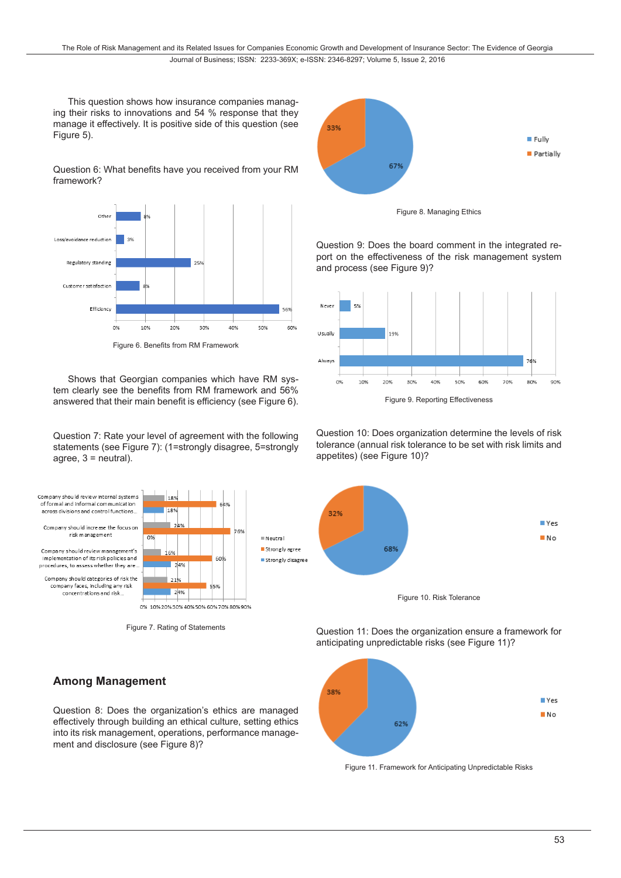This question shows how insurance companies managing their risks to innovations and 54 % response that they manage it effectively. It is positive side of this question (see Figure 5).

Question 6: What benefits have you received from your RM framework?

Figure 6. Benefits from RM Framework

Shows that Georgian companies which have RM system clearly see the benefits from RM framework and 56% answered that their main benefit is efficiency (see Figure 6).

Question 7: Rate your level of agreement with the following statements (see Figure 7): (1=strongly disagree, 5=strongly agree, 3 = neutral).

Figure 7. Rating of Statements

## Among Management

Question 8: Does the organization's ethics are managed effectively through building an ethical culture, setting ethics into its risk management, operations, performance management and disclosure (see Figure 8)?

Figure 8. Managing Ethics

Question 9: Does the board comment in the integrated report on the effectiveness of the risk management system and process (see Figure 9)?

Figure 9. Reporting Effectiveness

Question 10: Does organization determine the levels of risk tolerance (annual risk tolerance to be set with risk limits and appetites) (see Figure 10)?

Figure 10. Risk Tolerance

Question 11: Does the organization ensure a framework for anticipating unpredictable risks (see Figure 11)?

Figure 11. Framework for Anticipating Unpredictable Risks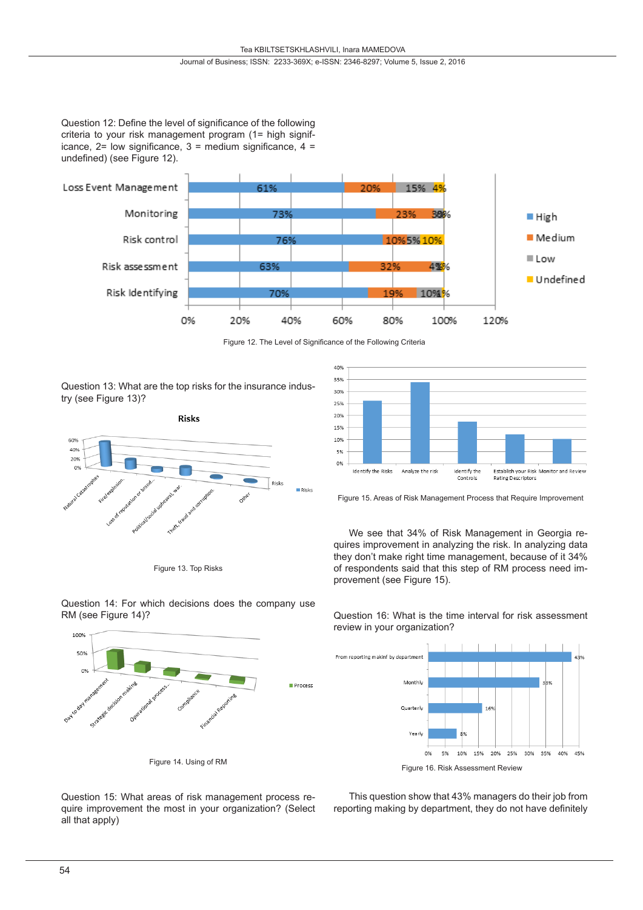Question 12: Define the level of significance of the following criteria to your risk management program (1= high significance, 2= low significance, 3 = medium significance, 4 = undefined) (see Figure 12).

Figure 12. The Level of Significance of the Following Criteria

Question 13: What are the top risks for the insurance industry (see Figure 13)?

Figure 13. Top Risks

Question 14: For which decisions does the company use RM (see Figure 14)?

Figure 14. Using of RM

Question 15: What areas of risk management process require improvement the most in your organization? (Select all that apply)

Figure 15. Areas of Risk Management Process that Require Improvement

We see that 34% of Risk Management in Georgia requires improvement in analyzing the risk. In analyzing data they don't make right time management, because of it 34% of respondents said that this step of RM process need improvement (see Figure 15).

Question 16: What is the time interval for risk assessment review in your organization?

Figure 16. Risk Assessment Review

This question show that 43% managers do their job from reporting making by department, they do not have definitely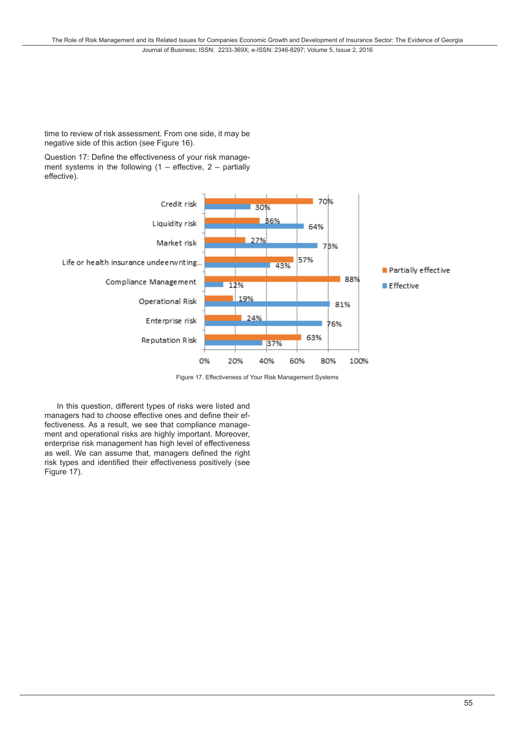time to review of risk assessment. From one side, it may be negative side of this action (see Figure 16).

Question 17: Define the effectiveness of your risk management systems in the following (1 – effective, 2 – partially effective).

Credit risk
70%
30%
Liquidity risk
36%
64%
Market risk
27%
73%
Life or health insurance undeerwriting...
57%
43%
Compliance Management
88%
12%
Operational Risk
19%
81%
Enterprise risk
24%
76%
Reputation Risk
63%
37%

0% 20% 40% 60% 80% 100%

Partially effective
Effective

Figure 17. Effectiveness of Your Risk Management Systems

In this question, different types of risks were listed and managers had to choose effective ones and define their effectiveness. As a result, we see that compliance management and operational risks are highly important. Moreover, enterprise risk management has high level of effectiveness as well. We can assume that, managers defined the right risk types and identified their effectiveness positively (see Figure 17).